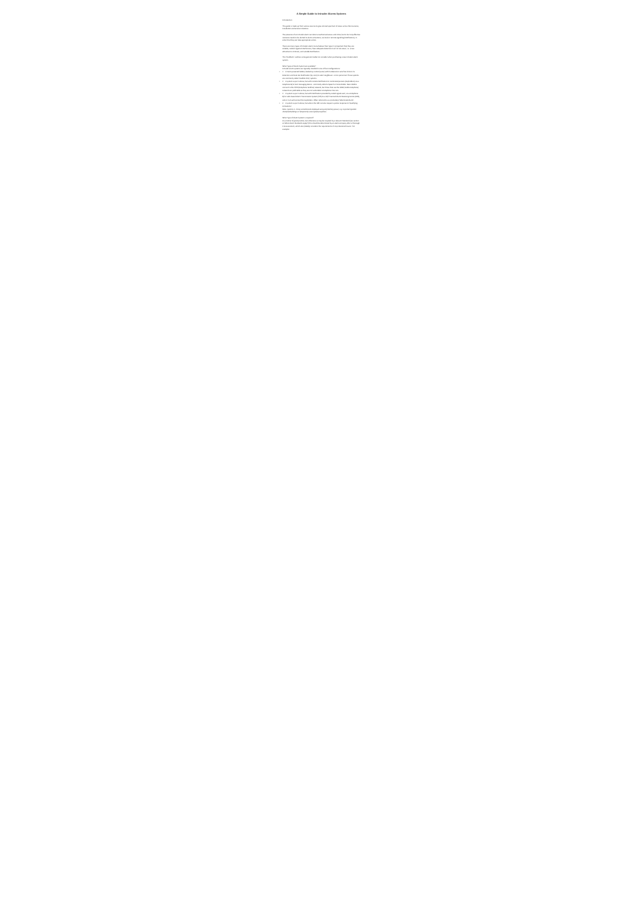# A Simple Guide to Intruder Alarm Systems

Introduction

This guide is made up from various sources to give a brief overview of topics across the insurance, installation and services industries.

The purpose of an intruder alarm is to detect unauthorised access and notify persons by the most effective means to be able to deter or frustrate, or to ensure a timely response by signalling/notification, in order that they can take appropriate action.

There are many types of intruder alarm in use today but the type of components that they use should be reliable, detect against unwanted access, have adequate detection and reliable notification.

This 'Handbook' outlines some general 'rules' to consider when purchasing a new intruder alarm system.

What Types of Alarm Systems are available?
Intruder alarm systems are typically installed in one of four configurations:

1. A mains powered battery backed up control panel with independent wired or wire free sensors or detectors which provide notification by a sounder to alert neighbours or passersby. These systems are commonly called 'Audible Only' systems.
2. A system as per 1 above, but with enhanced notification to nominated persons (keyholders) via a telephone/text messaging device – commonly referred to as an 'Auto Dialler'. Most Diallers connect to the PSTN (telephone landline) network, but those that use the GSM (mobile telephone) network are also available as they are not vulnerable to telephone line cuts.
3. A system as per 1 above, but with notification provided by a signalling device to a dedicated Alarm Receiving Centre (ARC) or a Remote Monitoring Centre (RMC) who in turn will contact the keyholders. Often referred to as a 'monitored' system.
4. A system as per 3 above, but where the ARC can also request a police response or 'Notifying Authorities'.

Alarm systems 1, 2 & 3 are commonly deployed at private dwelling houses, e.g. garages/garden sheds/outbuildings or temporarily unoccupied properties.

What Type of Alarm System is required?
As a matter of good practice, the information on what may be required should be determined by your Insurance company either through risk assessment, which also considers the requirements of your Insurer. For example: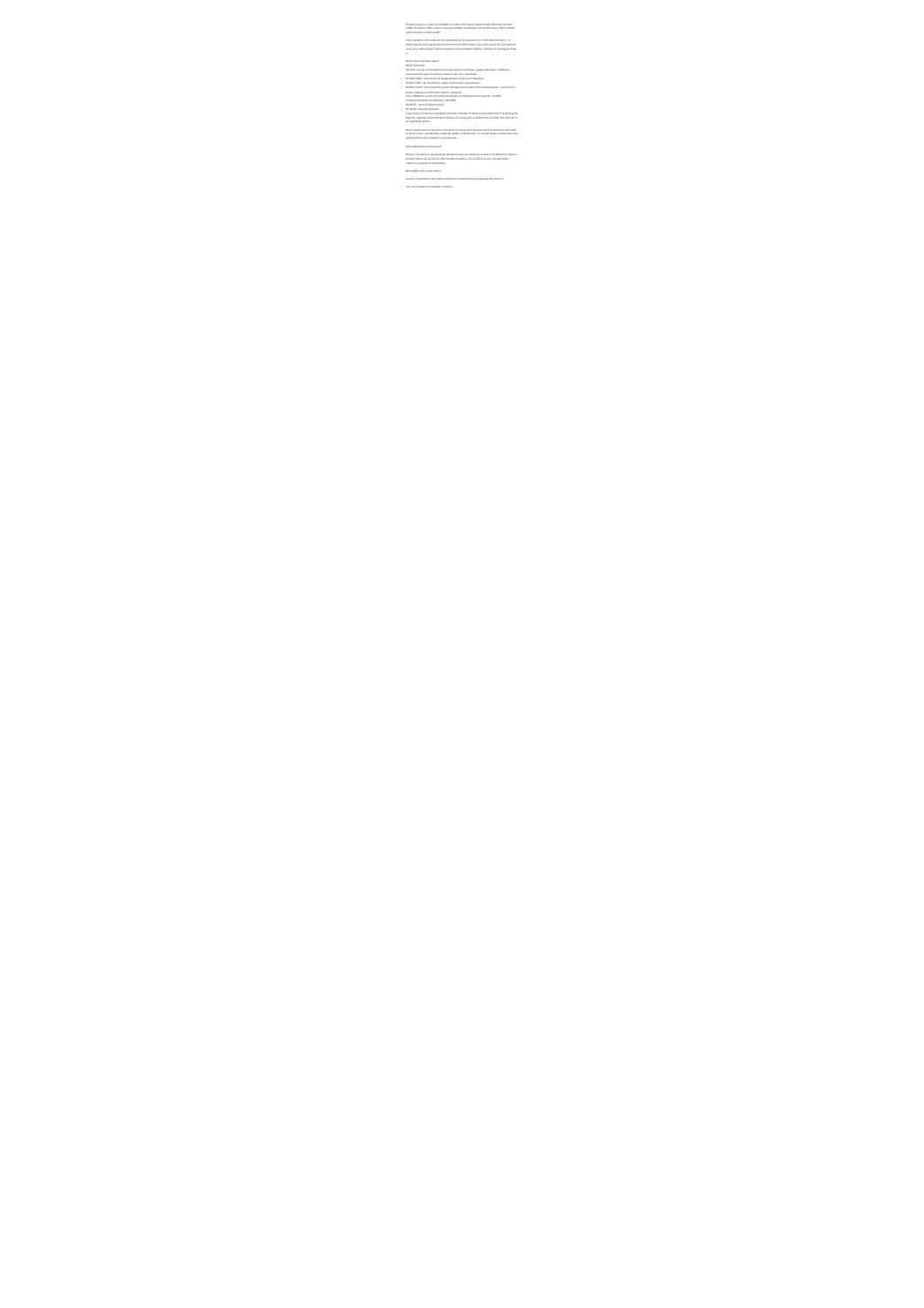Police Response is now only available to systems that have a police Unique Reference Number (URN). To obtain a URN, a system must be installed, maintained and monitored by an NSI or SSAIB approved alarm company/ARC.

Police response will usually also be conditional on the provision of a 'confirmed' activation, i.e. where alarms signal from different parts of an intruder alarm system within a pre-set time period. Such systems must carry confirmed alarm signalling, otherwise police response is to be withdrawn, normally on, during any break in.

What British Standards Apply?

British Standards

1. BS 4737: Former UK standard for intruder alarms in buildings, largely withdrawn in 2004 and replaced by the European Standards (some of BS 4737 remains).
2. PD 6662: 2010 – Scheme for the implementation of European Standards
3. BS 9263: 2016 – UK standard for system maintenance requirements
4. BS 8243: 2010 – UK standard for systems designed to provide confirmed activations – essential for police response confirmation where it is required
   Note: BS8243 was a code of practice specifically for intruders (the system), as DD243 European standards (as referred to in BS 8243)
5. EN 50131 – General Requirements
6. EN 50136 – Signalling Systems

A key feature of the new standards is the use of 'Grades' of security described from 1–4, 4 being the highest, together with Notification Options of varying type and performance (often also referred to as Signalling 'grades').

All UK companies are required to conduct a formal security risk assessment to determine the Grade of alarm system, and likewise a separate 'grade of Notification', i.e. to help design a system that is appropriate to and commensurate with exposure.

What Maintenance is Required?

Routine maintenance requirements typically involve one check per annum for audible only systems, and two checks per annum for NSI monitored systems, one of which can be remote, subject to equipment compatibility.

What Might Your Insurer Expect

Insurers requirements will reflect individual circumstances, but typically they look for:

1. Use of a compliant installation company.